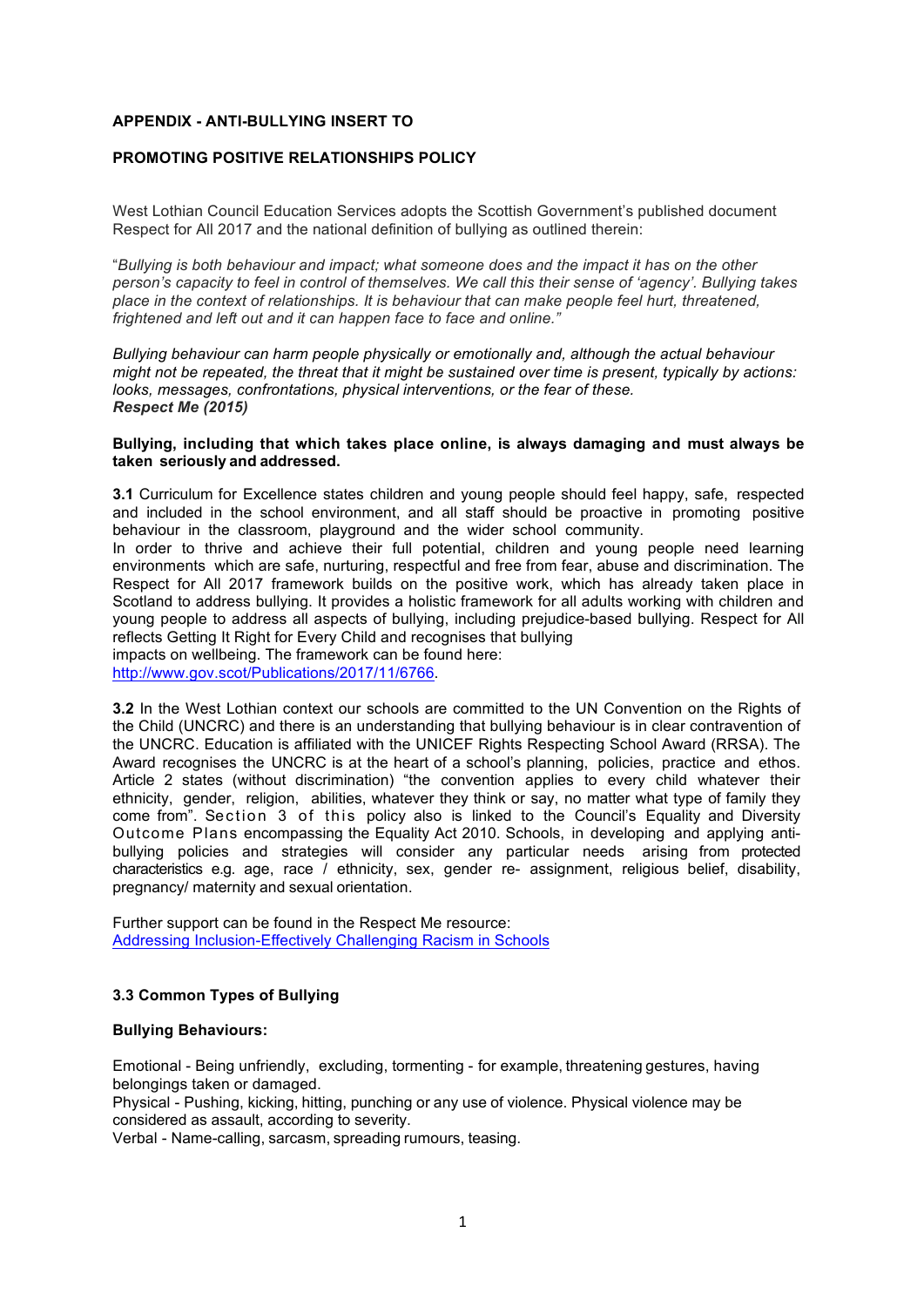**APPENDIX - ANTI-BULLYING INSERT TO**

**PROMOTING POSITIVE RELATIONSHIPS POLICY**

West Lothian Council Education Services adopts the Scottish Government's published document Respect for All 2017 and the national definition of bullying as outlined therein:

"*Bullying is both behaviour and impact; what someone does and the impact it has on the other person's capacity to feel in control of themselves. We call this their sense of 'agency'. Bullying takes place in the context of relationships. It is behaviour that can make people feel hurt, threatened, frightened and left out and it can happen face to face and online."*

*Bullying behaviour can harm people physically or emotionally and, although the actual behaviour might not be repeated, the threat that it might be sustained over time is present, typically by actions: looks, messages, confrontations, physical interventions, or the fear of these.*
***Respect Me (2015)***

**Bullying, including that which takes place online, is always damaging and must always be taken seriously and addressed.**

**3.1** Curriculum for Excellence states children and young people should feel happy, safe, respected and included in the school environment, and all staff should be proactive in promoting positive behaviour in the classroom, playground and the wider school community.
In order to thrive and achieve their full potential, children and young people need learning environments which are safe, nurturing, respectful and free from fear, abuse and discrimination. The Respect for All 2017 framework builds on the positive work, which has already taken place in Scotland to address bullying. It provides a holistic framework for all adults working with children and young people to address all aspects of bullying, including prejudice-based bullying. Respect for All reflects Getting It Right for Every Child and recognises that bullying
impacts on wellbeing. The framework can be found here:
[http://www.gov.scot/Publications/2017/11/6766](http://www.gov.scot/Publications/2017/11/6766).

**3.2** In the West Lothian context our schools are committed to the UN Convention on the Rights of the Child (UNCRC) and there is an understanding that bullying behaviour is in clear contravention of the UNCRC. Education is affiliated with the UNICEF Rights Respecting School Award (RRSA). The Award recognises the UNCRC is at the heart of a school's planning, policies, practice and ethos. Article 2 states (without discrimination) "the convention applies to every child whatever their ethnicity, gender, religion, abilities, whatever they think or say, no matter what type of family they come from". Section 3 of this policy also is linked to the Council's Equality and Diversity Outcome Plans encompassing the Equality Act 2010. Schools, in developing and applying anti-bullying policies and strategies will consider any particular needs arising from protected characteristics e.g. age, race / ethnicity, sex, gender re- assignment, religious belief, disability, pregnancy/ maternity and sexual orientation.

Further support can be found in the Respect Me resource:
Addressing Inclusion-Effectively Challenging Racism in Schools

**3.3 Common Types of Bullying**

**Bullying Behaviours:**

Emotional - Being unfriendly, excluding, tormenting - for example, threatening gestures, having belongings taken or damaged.
Physical - Pushing, kicking, hitting, punching or any use of violence. Physical violence may be considered as assault, according to severity.
Verbal - Name-calling, sarcasm, spreading rumours, teasing.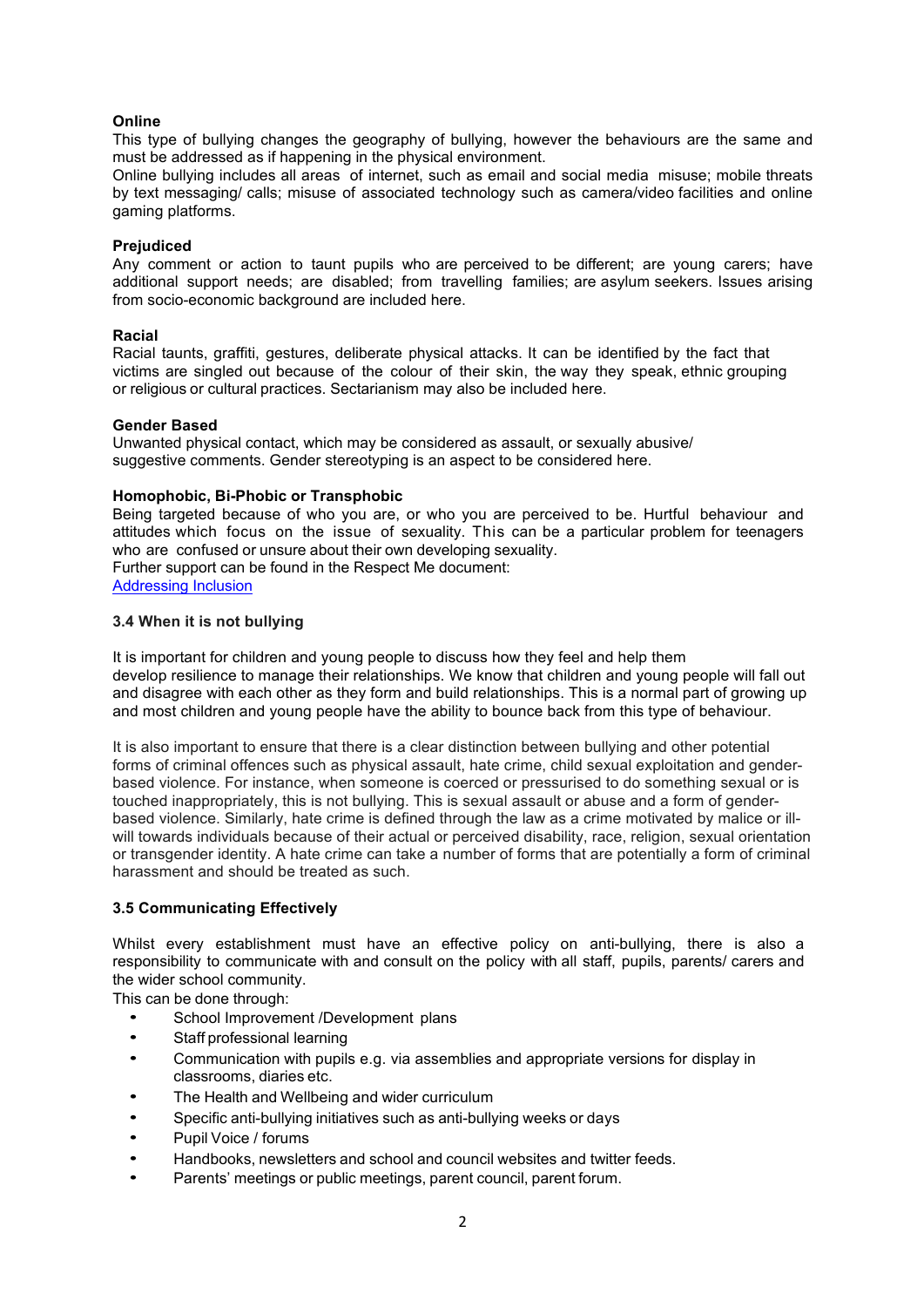**Online**

This type of bullying changes the geography of bullying, however the behaviours are the same and must be addressed as if happening in the physical environment.

Online bullying includes all areas of internet, such as email and social media misuse; mobile threats by text messaging/ calls; misuse of associated technology such as camera/video facilities and online gaming platforms.

**Prejudiced**

Any comment or action to taunt pupils who are perceived to be different; are young carers; have additional support needs; are disabled; from travelling families; are asylum seekers. Issues arising from socio-economic background are included here.

**Racial**

Racial taunts, graffiti, gestures, deliberate physical attacks. It can be identified by the fact that victims are singled out because of the colour of their skin, the way they speak, ethnic grouping or religious or cultural practices. Sectarianism may also be included here.

**Gender Based**

Unwanted physical contact, which may be considered as assault, or sexually abusive/ suggestive comments. Gender stereotyping is an aspect to be considered here.

**Homophobic, Bi-Phobic or Transphobic**

Being targeted because of who you are, or who you are perceived to be. Hurtful behaviour and attitudes which focus on the issue of sexuality. This can be a particular problem for teenagers who are confused or unsure about their own developing sexuality.

Further support can be found in the Respect Me document:
[Addressing Inclusion]

### 3.4 When it is not bullying

It is important for children and young people to discuss how they feel and help them develop resilience to manage their relationships. We know that children and young people will fall out and disagree with each other as they form and build relationships. This is a normal part of growing up and most children and young people have the ability to bounce back from this type of behaviour.

It is also important to ensure that there is a clear distinction between bullying and other potential forms of criminal offences such as physical assault, hate crime, child sexual exploitation and gender-based violence. For instance, when someone is coerced or pressurised to do something sexual or is touched inappropriately, this is not bullying. This is sexual assault or abuse and a form of gender-based violence. Similarly, hate crime is defined through the law as a crime motivated by malice or ill-will towards individuals because of their actual or perceived disability, race, religion, sexual orientation or transgender identity. A hate crime can take a number of forms that are potentially a form of criminal harassment and should be treated as such.

### 3.5 Communicating Effectively

Whilst every establishment must have an effective policy on anti-bullying, there is also a responsibility to communicate with and consult on the policy with all staff, pupils, parents/ carers and the wider school community.

This can be done through:

- School Improvement /Development plans
- Staff professional learning
- Communication with pupils e.g. via assemblies and appropriate versions for display in classrooms, diaries etc.
- The Health and Wellbeing and wider curriculum
- Specific anti-bullying initiatives such as anti-bullying weeks or days
- Pupil Voice / forums
- Handbooks, newsletters and school and council websites and twitter feeds.
- Parents' meetings or public meetings, parent council, parent forum.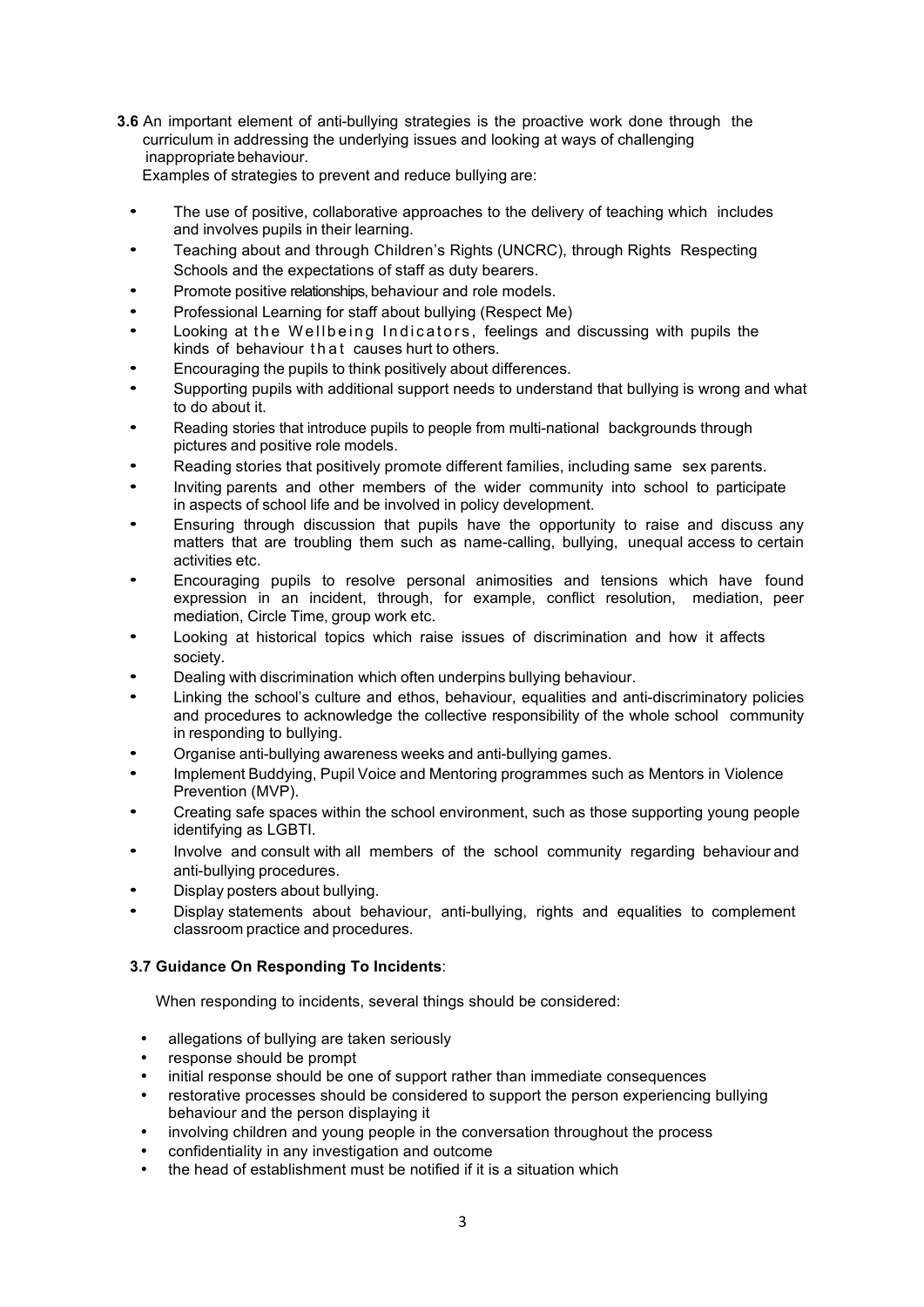**3.6** An important element of anti-bullying strategies is the proactive work done through the curriculum in addressing the underlying issues and looking at ways of challenging inappropriate behaviour.

Examples of strategies to prevent and reduce bullying are:

- The use of positive, collaborative approaches to the delivery of teaching which includes and involves pupils in their learning.
- Teaching about and through Children's Rights (UNCRC), through Rights Respecting Schools and the expectations of staff as duty bearers.
- Promote positive relationships, behaviour and role models.
- Professional Learning for staff about bullying (Respect Me)
- Looking at the Wellbeing Indicators, feelings and discussing with pupils the kinds of behaviour that causes hurt to others.
- Encouraging the pupils to think positively about differences.
- Supporting pupils with additional support needs to understand that bullying is wrong and what to do about it.
- Reading stories that introduce pupils to people from multi-national backgrounds through pictures and positive role models.
- Reading stories that positively promote different families, including same sex parents.
- Inviting parents and other members of the wider community into school to participate in aspects of school life and be involved in policy development.
- Ensuring through discussion that pupils have the opportunity to raise and discuss any matters that are troubling them such as name-calling, bullying, unequal access to certain activities etc.
- Encouraging pupils to resolve personal animosities and tensions which have found expression in an incident, through, for example, conflict resolution, mediation, peer mediation, Circle Time, group work etc.
- Looking at historical topics which raise issues of discrimination and how it affects society.
- Dealing with discrimination which often underpins bullying behaviour.
- Linking the school's culture and ethos, behaviour, equalities and anti-discriminatory policies and procedures to acknowledge the collective responsibility of the whole school community in responding to bullying.
- Organise anti-bullying awareness weeks and anti-bullying games.
- Implement Buddying, Pupil Voice and Mentoring programmes such as Mentors in Violence Prevention (MVP).
- Creating safe spaces within the school environment, such as those supporting young people identifying as LGBTI.
- Involve and consult with all members of the school community regarding behaviour and anti-bullying procedures.
- Display posters about bullying.
- Display statements about behaviour, anti-bullying, rights and equalities to complement classroom practice and procedures.

**3.7 Guidance On Responding To Incidents**:

When responding to incidents, several things should be considered:

- allegations of bullying are taken seriously
- response should be prompt
- initial response should be one of support rather than immediate consequences
- restorative processes should be considered to support the person experiencing bullying behaviour and the person displaying it
- involving children and young people in the conversation throughout the process
- confidentiality in any investigation and outcome
- the head of establishment must be notified if it is a situation which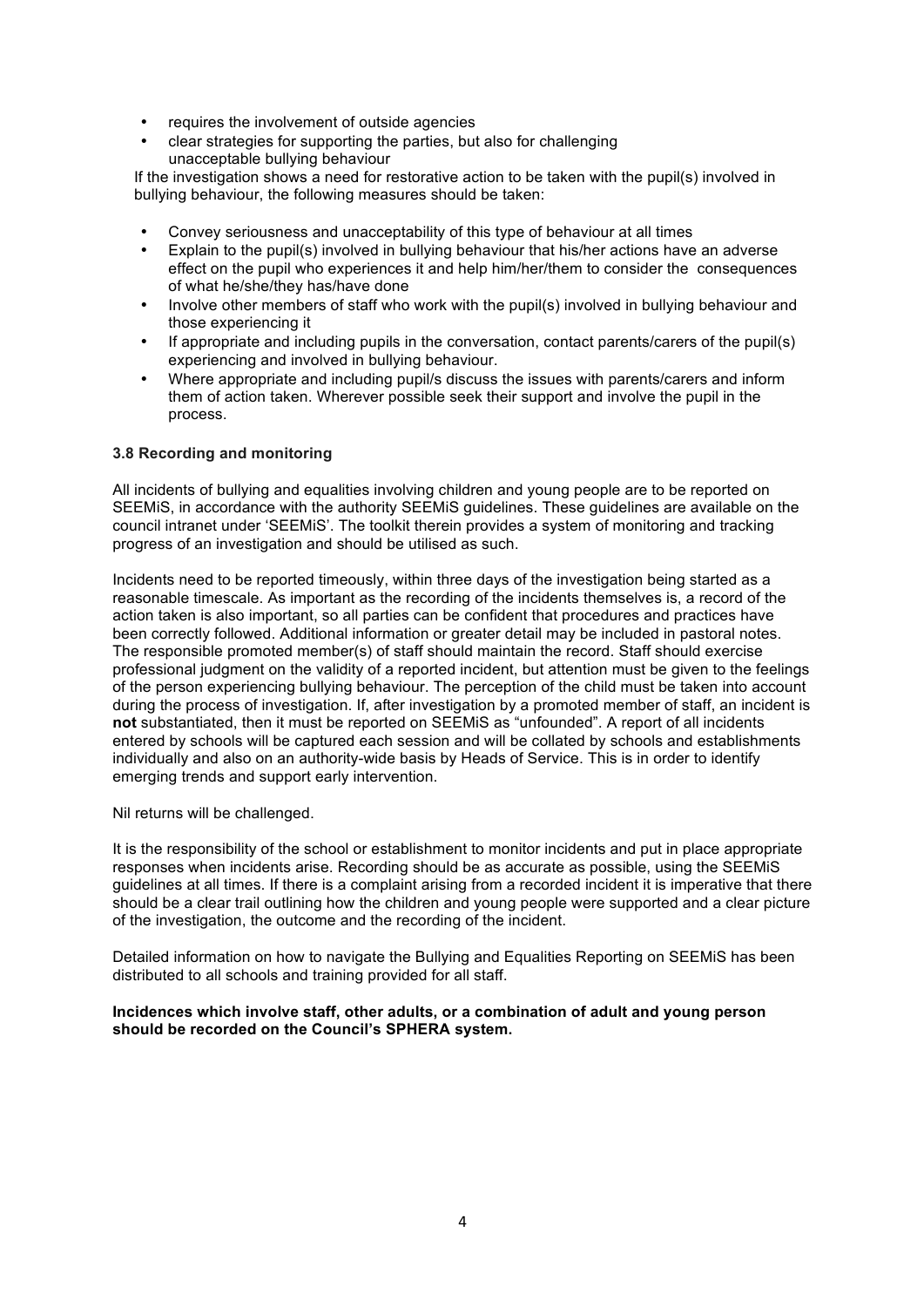- requires the involvement of outside agencies
- clear strategies for supporting the parties, but also for challenging unacceptable bullying behaviour

If the investigation shows a need for restorative action to be taken with the pupil(s) involved in bullying behaviour, the following measures should be taken:

- Convey seriousness and unacceptability of this type of behaviour at all times
- Explain to the pupil(s) involved in bullying behaviour that his/her actions have an adverse effect on the pupil who experiences it and help him/her/them to consider the consequences of what he/she/they has/have done
- Involve other members of staff who work with the pupil(s) involved in bullying behaviour and those experiencing it
- If appropriate and including pupils in the conversation, contact parents/carers of the pupil(s) experiencing and involved in bullying behaviour.
- Where appropriate and including pupil/s discuss the issues with parents/carers and inform them of action taken. Wherever possible seek their support and involve the pupil in the process.

#### 3.8 Recording and monitoring

All incidents of bullying and equalities involving children and young people are to be reported on SEEMiS, in accordance with the authority SEEMiS guidelines. These guidelines are available on the council intranet under 'SEEMiS'. The toolkit therein provides a system of monitoring and tracking progress of an investigation and should be utilised as such.

Incidents need to be reported timeously, within three days of the investigation being started as a reasonable timescale. As important as the recording of the incidents themselves is, a record of the action taken is also important, so all parties can be confident that procedures and practices have been correctly followed. Additional information or greater detail may be included in pastoral notes. The responsible promoted member(s) of staff should maintain the record. Staff should exercise professional judgment on the validity of a reported incident, but attention must be given to the feelings of the person experiencing bullying behaviour. The perception of the child must be taken into account during the process of investigation. If, after investigation by a promoted member of staff, an incident is **not** substantiated, then it must be reported on SEEMiS as "unfounded". A report of all incidents entered by schools will be captured each session and will be collated by schools and establishments individually and also on an authority-wide basis by Heads of Service. This is in order to identify emerging trends and support early intervention.

Nil returns will be challenged.

It is the responsibility of the school or establishment to monitor incidents and put in place appropriate responses when incidents arise. Recording should be as accurate as possible, using the SEEMiS guidelines at all times. If there is a complaint arising from a recorded incident it is imperative that there should be a clear trail outlining how the children and young people were supported and a clear picture of the investigation, the outcome and the recording of the incident.

Detailed information on how to navigate the Bullying and Equalities Reporting on SEEMiS has been distributed to all schools and training provided for all staff.

**Incidences which involve staff, other adults, or a combination of adult and young person should be recorded on the Council's SPHERA system.**